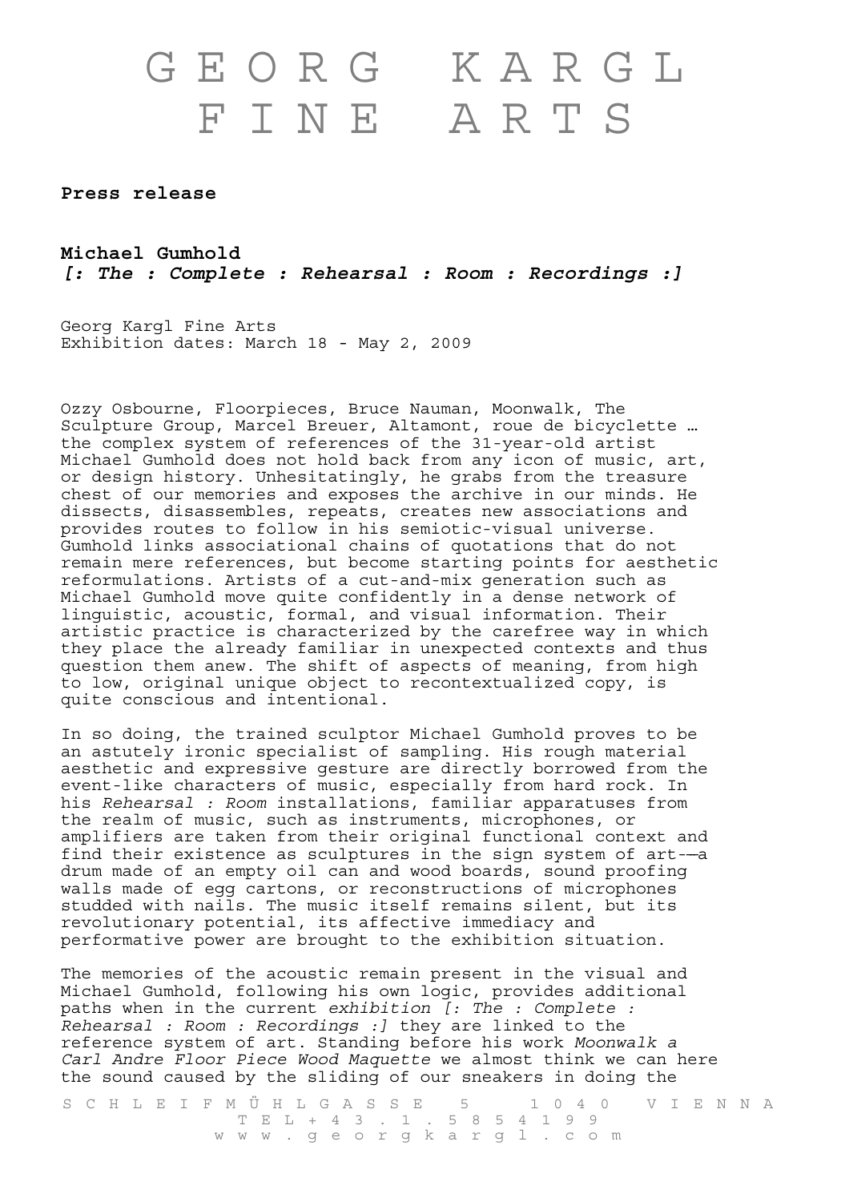# GEORG KARGL FINE ARTS

**Press release**

**Michael Gumhold**
***[: The : Complete : Rehearsal : Room : Recordings :]***

Georg Kargl Fine Arts
Exhibition dates: March 18 - May 2, 2009

Ozzy Osbourne, Floorpieces, Bruce Nauman, Moonwalk, The Sculpture Group, Marcel Breuer, Altamont, roue de bicyclette … the complex system of references of the 31-year-old artist Michael Gumhold does not hold back from any icon of music, art, or design history. Unhesitatingly, he grabs from the treasure chest of our memories and exposes the archive in our minds. He dissects, disassembles, repeats, creates new associations and provides routes to follow in his semiotic-visual universe. Gumhold links associational chains of quotations that do not remain mere references, but become starting points for aesthetic reformulations. Artists of a cut-and-mix generation such as Michael Gumhold move quite confidently in a dense network of linguistic, acoustic, formal, and visual information. Their artistic practice is characterized by the carefree way in which they place the already familiar in unexpected contexts and thus question them anew. The shift of aspects of meaning, from high to low, original unique object to recontextualized copy, is quite conscious and intentional.

In so doing, the trained sculptor Michael Gumhold proves to be an astutely ironic specialist of sampling. His rough material aesthetic and expressive gesture are directly borrowed from the event-like characters of music, especially from hard rock. In his *Rehearsal : Room* installations, familiar apparatuses from the realm of music, such as instruments, microphones, or amplifiers are taken from their original functional context and find their existence as sculptures in the sign system of art––a drum made of an empty oil can and wood boards, sound proofing walls made of egg cartons, or reconstructions of microphones studded with nails. The music itself remains silent, but its revolutionary potential, its affective immediacy and performative power are brought to the exhibition situation.

The memories of the acoustic remain present in the visual and Michael Gumhold, following his own logic, provides additional paths when in the current *exhibition [: The : Complete : Rehearsal : Room : Recordings :]* they are linked to the reference system of art. Standing before his work *Moonwalk a Carl Andre Floor Piece Wood Maquette* we almost think we can here the sound caused by the sliding of our sneakers in doing the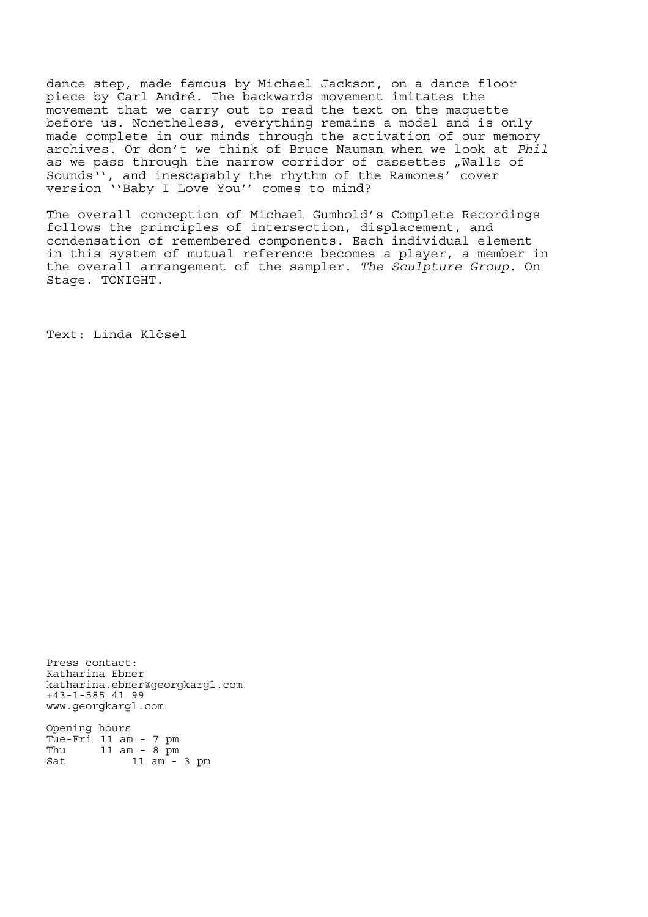dance step, made famous by Michael Jackson, on a dance floor piece by Carl André. The backwards movement imitates the movement that we carry out to read the text on the maquette before us. Nonetheless, everything remains a model and is only made complete in our minds through the activation of our memory archives. Or don't we think of Bruce Nauman when we look at *Phil* as we pass through the narrow corridor of cassettes „Walls of Sounds``, and inescapably the rhythm of the Ramones' cover version ''Baby I Love You'' comes to mind?

The overall conception of Michael Gumhold's Complete Recordings follows the principles of intersection, displacement, and condensation of remembered components. Each individual element in this system of mutual reference becomes a player, a member in the overall arrangement of the sampler. *The Sculpture Group*. On Stage. TONIGHT.

Text: Linda Klösel

Press contact:
Katharina Ebner
katharina.ebner@georgkargl.com
+43-1-585 41 99
www.georgkargl.com

Opening hours
Tue-Fri 11 am - 7 pm
Thu 11 am - 8 pm
Sat 11 am - 3 pm